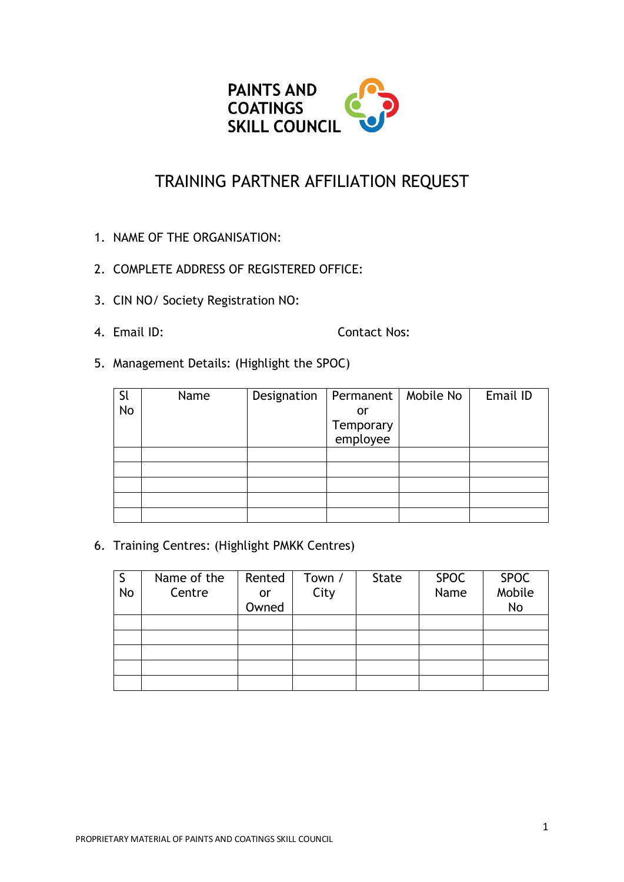**PAINTS AND COATINGS SKILL COUNCIL**

# TRAINING PARTNER AFFILIATION REQUEST

1. NAME OF THE ORGANISATION:
2. COMPLETE ADDRESS OF REGISTERED OFFICE:
3. CIN NO/ Society Registration NO:
4. Email ID: Contact Nos:
5. Management Details: (Highlight the SPOC)

| Sl No | Name | Designation | Permanent or Temporary employee | Mobile No | Email ID |
|---|---|---|---|---|---|
| | | | | | |
| | | | | | |
| | | | | | |
| | | | | | |
| | | | | | |

6. Training Centres: (Highlight PMKK Centres)

| S No | Name of the Centre | Rented or Owned | Town / City | State | SPOC Name | SPOC Mobile No |
|---|---|---|---|---|---|---|
| | | | | | | |
| | | | | | | |
| | | | | | | |
| | | | | | | |
| | | | | | | |

PROPRIETARY MATERIAL OF PAINTS AND COATINGS SKILL COUNCIL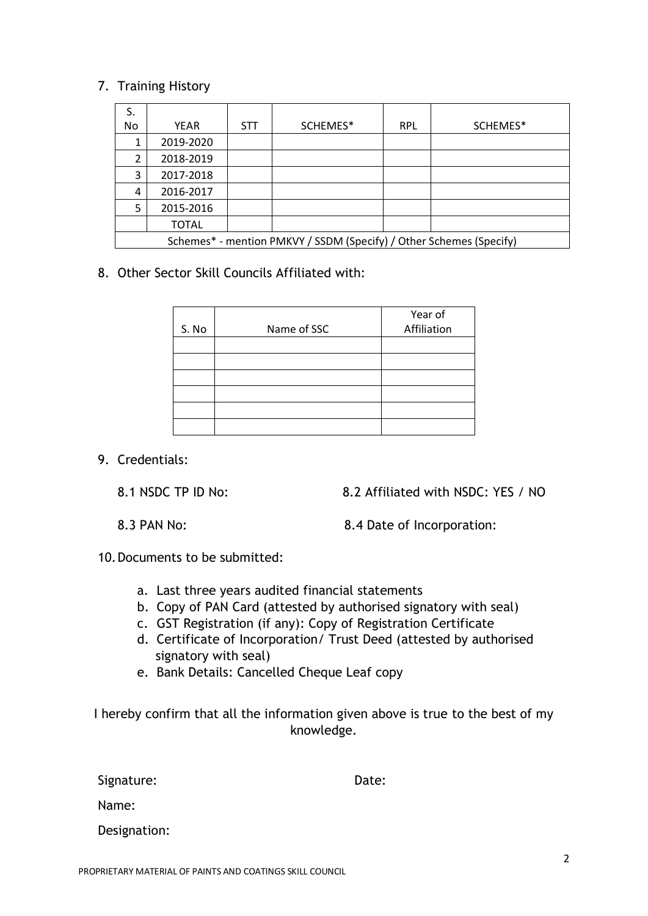7. Training History

| S. No | YEAR | STT | SCHEMES* | RPL | SCHEMES* |
|---|---|---|---|---|---|
| 1 | 2019-2020 | | | | |
| 2 | 2018-2019 | | | | |
| 3 | 2017-2018 | | | | |
| 4 | 2016-2017 | | | | |
| 5 | 2015-2016 | | | | |
| | TOTAL | | | | |
| Schemes* - mention PMKVY / SSDM (Specify) / Other Schemes (Specify) | | | | | |

8. Other Sector Skill Councils Affiliated with:

| S. No | Name of SSC | Year of Affiliation |
|---|---|---|
| | | |
| | | |
| | | |
| | | |
| | | |
| | | |

9. Credentials:

   8.1 NSDC TP ID No: 8.2 Affiliated with NSDC: YES / NO

   8.3 PAN No: 8.4 Date of Incorporation:

10. Documents to be submitted:

    a. Last three years audited financial statements
    b. Copy of PAN Card (attested by authorised signatory with seal)
    c. GST Registration (if any): Copy of Registration Certificate
    d. Certificate of Incorporation/ Trust Deed (attested by authorised signatory with seal)
    e. Bank Details: Cancelled Cheque Leaf copy

I hereby confirm that all the information given above is true to the best of my knowledge.

Signature: Date:

Name:

Designation:

PROPRIETARY MATERIAL OF PAINTS AND COATINGS SKILL COUNCIL